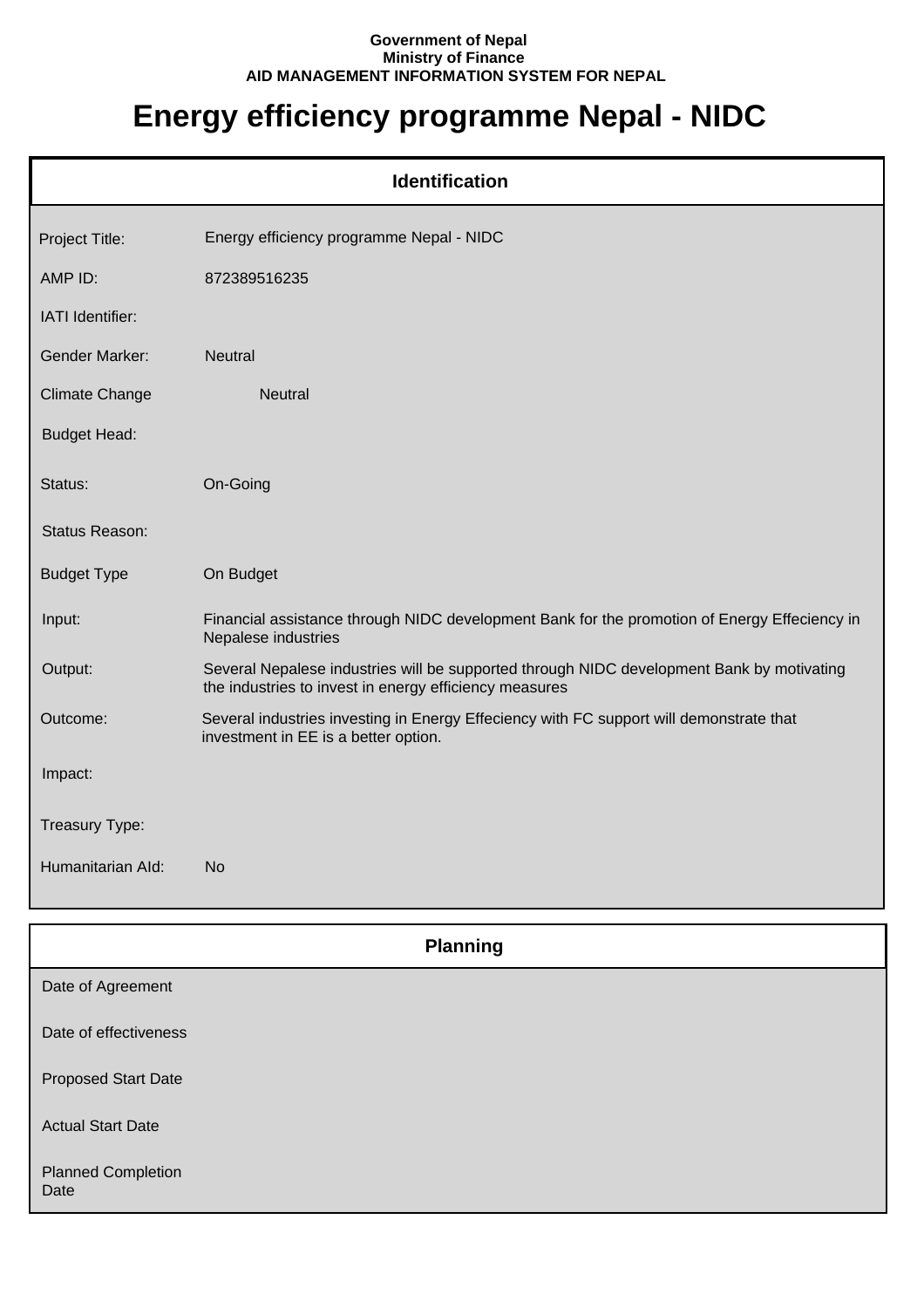**Government of Nepal**
**Ministry of Finance**
**AID MANAGEMENT INFORMATION SYSTEM FOR NEPAL**

# Energy efficiency programme Nepal - NIDC

## Identification

| | |
|---|---|
| Project Title: | Energy efficiency programme Nepal - NIDC |
| AMP ID: | 872389516235 |
| IATI Identifier: | |
| Gender Marker: | Neutral |
| Climate Change | Neutral |
| Budget Head: | |
| Status: | On-Going |
| Status Reason: | |
| Budget Type | On Budget |
| Input: | Financial assistance through NIDC development Bank for the promotion of Energy Effeciency in Nepalese industries |
| Output: | Several Nepalese industries will be supported through NIDC development Bank by motivating the industries to invest in energy efficiency measures |
| Outcome: | Several industries investing in Energy Effeciency with FC support will demonstrate that investment in EE is a better option. |
| Impact: | |
| Treasury Type: | |
| Humanitarian AId: | No |

## Planning

| | |
|---|---|
| Date of Agreement | |
| Date of effectiveness | |
| Proposed Start Date | |
| Actual Start Date | |
| Planned Completion Date | |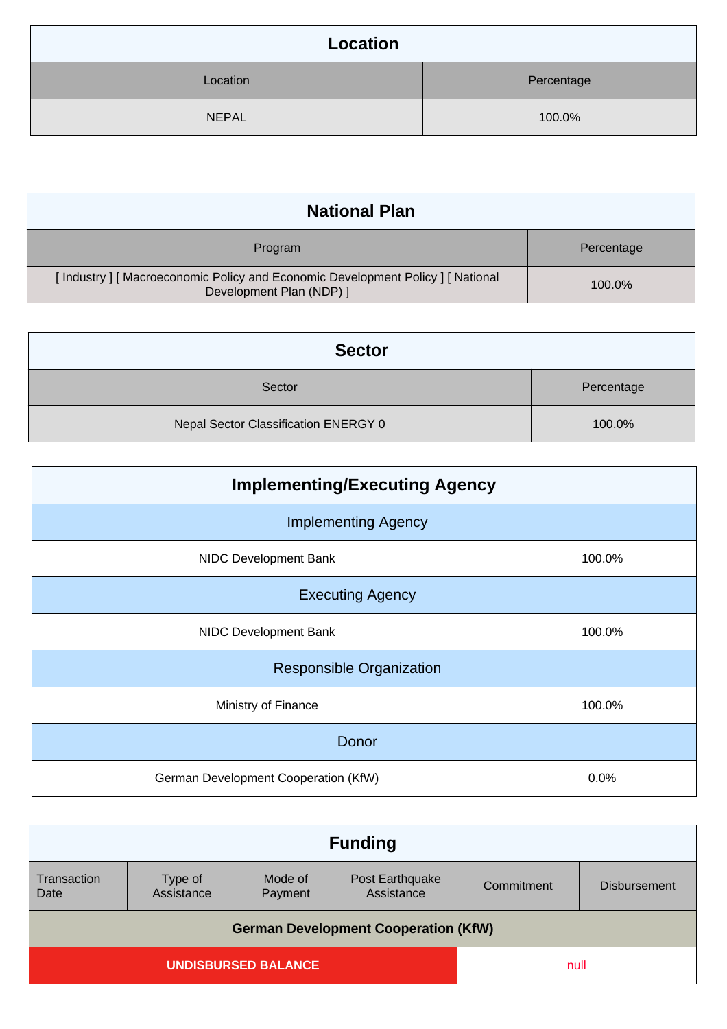## Location

| Location | Percentage |
|---|---|
| NEPAL | 100.0% |

## National Plan

| Program | Percentage |
|---|---|
| [ Industry ] [ Macroeconomic Policy and Economic Development Policy ] [ National Development Plan (NDP) ] | 100.0% |

## Sector

| Sector | Percentage |
|---|---|
| Nepal Sector Classification ENERGY 0 | 100.0% |

## Implementing/Executing Agency

| | |
|---|---|
| **Implementing Agency** | |
| NIDC Development Bank | 100.0% |
| **Executing Agency** | |
| NIDC Development Bank | 100.0% |
| **Responsible Organization** | |
| Ministry of Finance | 100.0% |
| **Donor** | |
| German Development Cooperation (KfW) | 0.0% |

## Funding

| Transaction Date | Type of Assistance | Mode of Payment | Post Earthquake Assistance | Commitment | Disbursement |
|---|---|---|---|---|---|
| **German Development Cooperation (KfW)** | | | | | |
| **UNDISBURSED BALANCE** | | | | null | |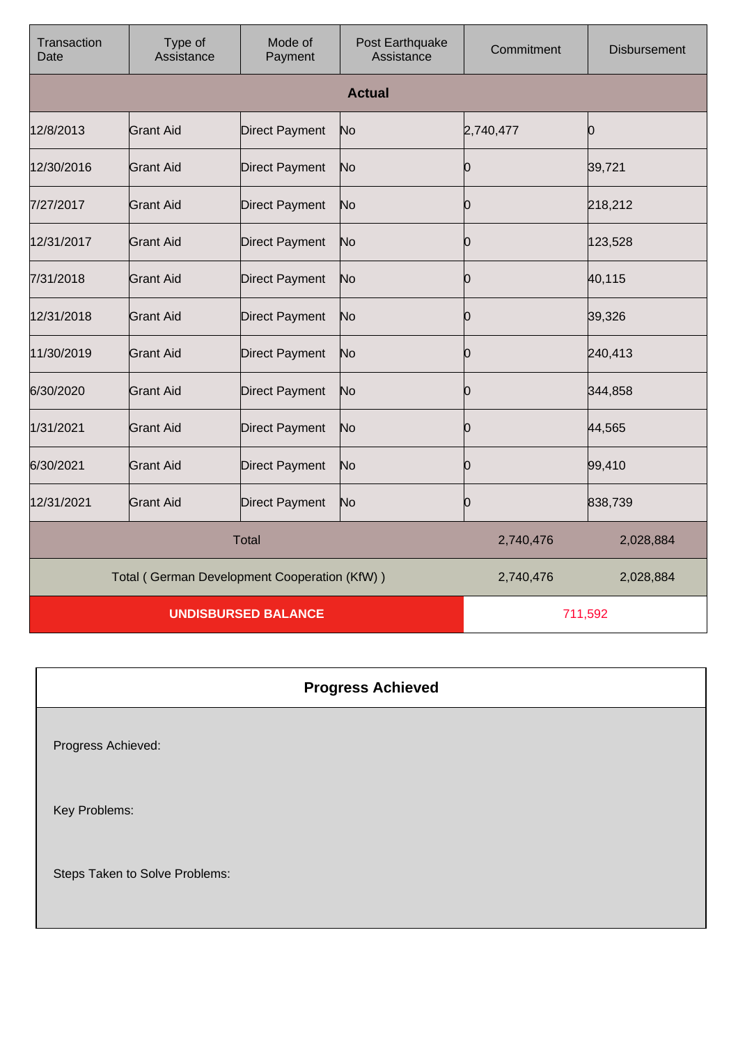| Transaction Date | Type of Assistance | Mode of Payment | Post Earthquake Assistance | Commitment | Disbursement |
|---|---|---|---|---|---|
| **Actual** | | | | | |
| 12/8/2013 | Grant Aid | Direct Payment | No | 2,740,477 | 0 |
| 12/30/2016 | Grant Aid | Direct Payment | No | 0 | 39,721 |
| 7/27/2017 | Grant Aid | Direct Payment | No | 0 | 218,212 |
| 12/31/2017 | Grant Aid | Direct Payment | No | 0 | 123,528 |
| 7/31/2018 | Grant Aid | Direct Payment | No | 0 | 40,115 |
| 12/31/2018 | Grant Aid | Direct Payment | No | 0 | 39,326 |
| 11/30/2019 | Grant Aid | Direct Payment | No | 0 | 240,413 |
| 6/30/2020 | Grant Aid | Direct Payment | No | 0 | 344,858 |
| 1/31/2021 | Grant Aid | Direct Payment | No | 0 | 44,565 |
| 6/30/2021 | Grant Aid | Direct Payment | No | 0 | 99,410 |
| 12/31/2021 | Grant Aid | Direct Payment | No | 0 | 838,739 |
| Total | | | | 2,740,476 | 2,028,884 |
| Total ( German Development Cooperation (KfW) ) | | | | 2,740,476 | 2,028,884 |
| **UNDISBURSED BALANCE** | | | | 711,592 | |

| **Progress Achieved** |
|---|
| Progress Achieved: |
| Key Problems: |
| Steps Taken to Solve Problems: |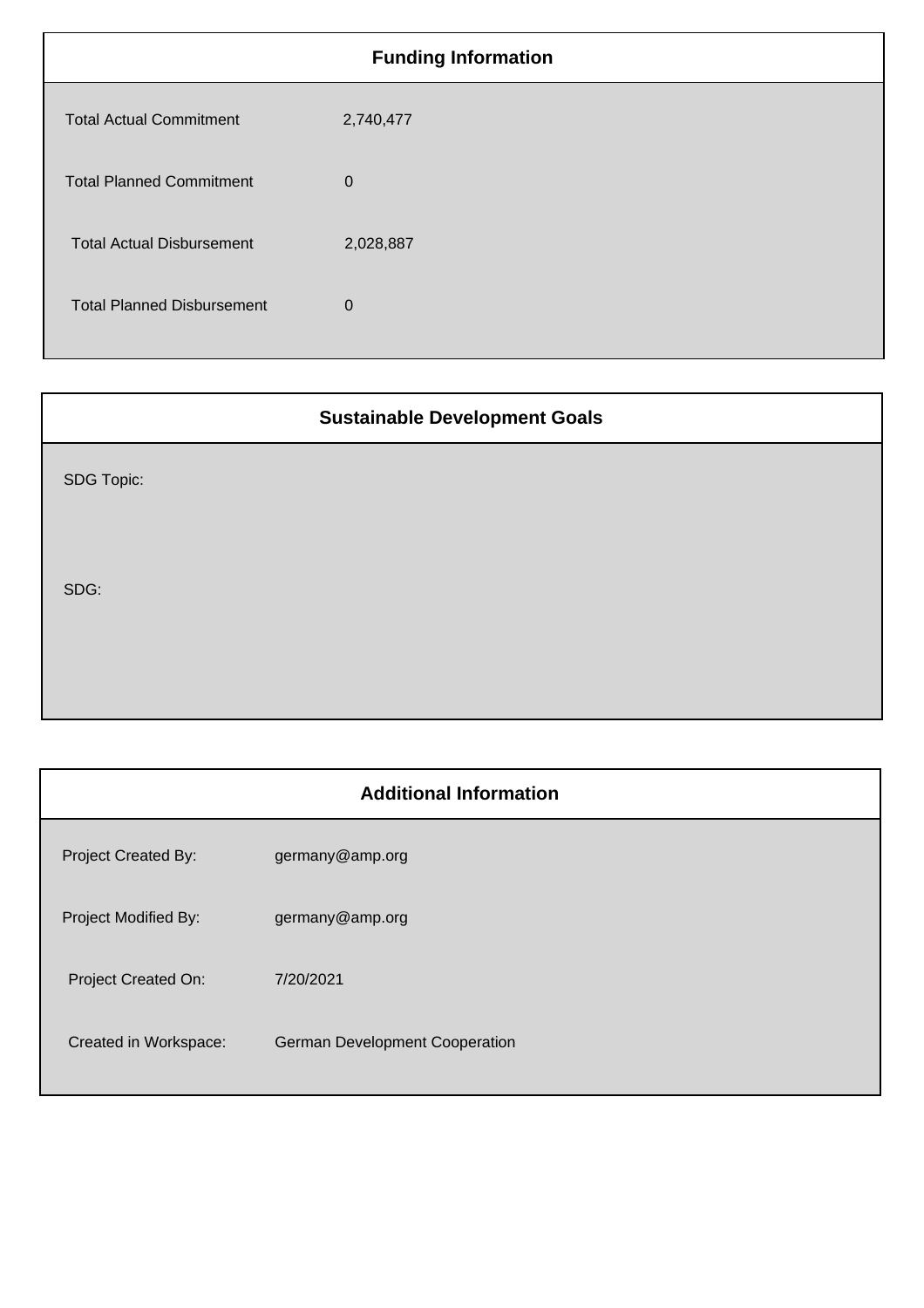## Funding Information

| | |
|---|---|
| Total Actual Commitment | 2,740,477 |
| Total Planned Commitment | 0 |
| Total Actual Disbursement | 2,028,887 |
| Total Planned Disbursement | 0 |

## Sustainable Development Goals

SDG Topic:

SDG:

## Additional Information

| | |
|---|---|
| Project Created By: | germany@amp.org |
| Project Modified By: | germany@amp.org |
| Project Created On: | 7/20/2021 |
| Created in Workspace: | German Development Cooperation |